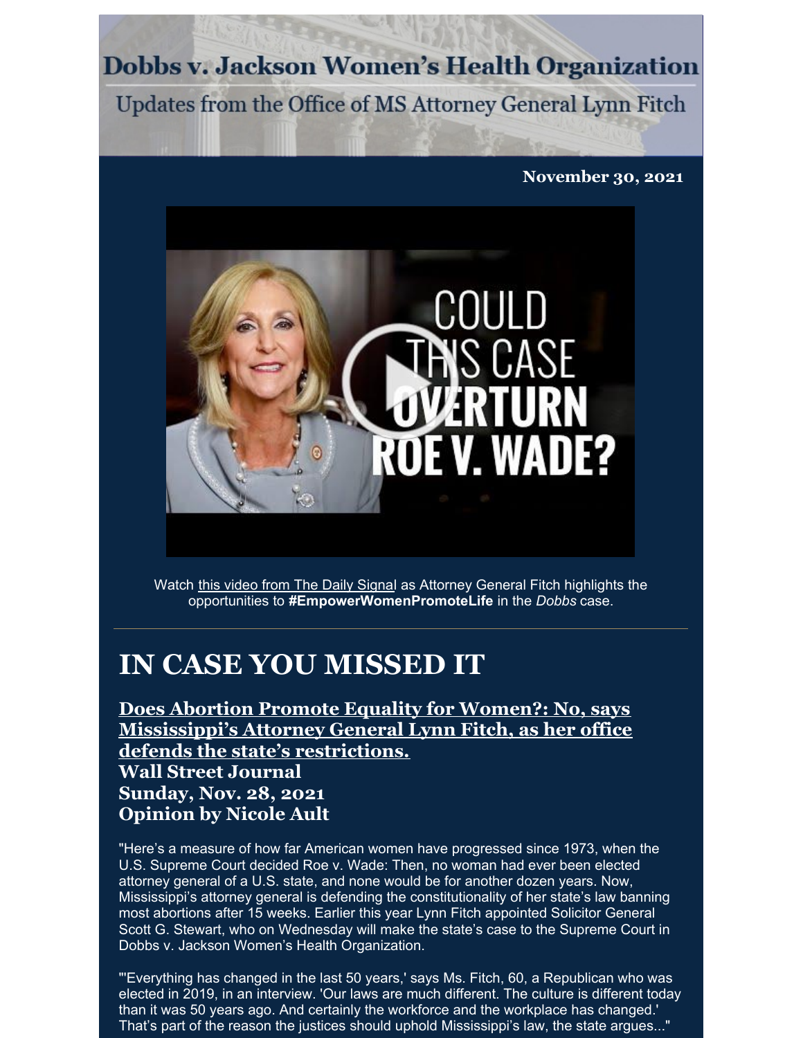# Dobbs v. Jackson Women's Health Organization

Updates from the Office of MS Attorney General Lynn Fitch

**November 30, 2021**

Watch this video from The Daily Signal as Attorney General Fitch highlights the opportunities to **#EmpowerWomenPromoteLife** in the *Dobbs* case.

---

## IN CASE YOU MISSED IT

**Does Abortion Promote Equality for Women?: No, says Mississippi's Attorney General Lynn Fitch, as her office defends the state's restrictions.**
**Wall Street Journal**
**Sunday, Nov. 28, 2021**
**Opinion by Nicole Ault**

"Here's a measure of how far American women have progressed since 1973, when the U.S. Supreme Court decided Roe v. Wade: Then, no woman had ever been elected attorney general of a U.S. state, and none would be for another dozen years. Now, Mississippi's attorney general is defending the constitutionality of her state's law banning most abortions after 15 weeks. Earlier this year Lynn Fitch appointed Solicitor General Scott G. Stewart, who on Wednesday will make the state's case to the Supreme Court in Dobbs v. Jackson Women's Health Organization.

"'Everything has changed in the last 50 years,' says Ms. Fitch, 60, a Republican who was elected in 2019, in an interview. 'Our laws are much different. The culture is different today than it was 50 years ago. And certainly the workforce and the workplace has changed.' That's part of the reason the justices should uphold Mississippi's law, the state argues..."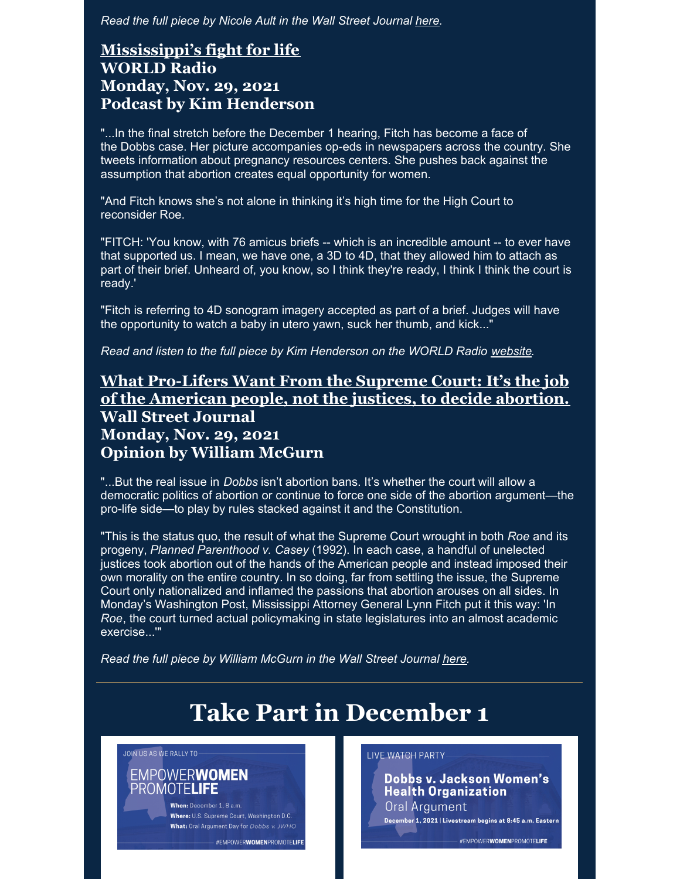*Read the full piece by Nicole Ault in the Wall Street Journal here.*

## Mississippi's fight for life
## WORLD Radio
## Monday, Nov. 29, 2021
## Podcast by Kim Henderson

"...In the final stretch before the December 1 hearing, Fitch has become a face of the Dobbs case. Her picture accompanies op-eds in newspapers across the country. She tweets information about pregnancy resources centers. She pushes back against the assumption that abortion creates equal opportunity for women.

"And Fitch knows she's not alone in thinking it's high time for the High Court to reconsider Roe.

"FITCH: 'You know, with 76 amicus briefs -- which is an incredible amount -- to ever have that supported us. I mean, we have one, a 3D to 4D, that they allowed him to attach as part of their brief. Unheard of, you know, so I think they're ready, I think I think the court is ready.'

"Fitch is referring to 4D sonogram imagery accepted as part of a brief. Judges will have the opportunity to watch a baby in utero yawn, suck her thumb, and kick..."

*Read and listen to the full piece by Kim Henderson on the WORLD Radio website.*

## What Pro-Lifers Want From the Supreme Court: It's the job of the American people, not the justices, to decide abortion.
## Wall Street Journal
## Monday, Nov. 29, 2021
## Opinion by William McGurn

"...But the real issue in *Dobbs* isn't abortion bans. It's whether the court will allow a democratic politics of abortion or continue to force one side of the abortion argument—the pro-life side—to play by rules stacked against it and the Constitution.

"This is the status quo, the result of what the Supreme Court wrought in both *Roe* and its progeny, *Planned Parenthood v. Casey* (1992). In each case, a handful of unelected justices took abortion out of the hands of the American people and instead imposed their own morality on the entire country. In so doing, far from settling the issue, the Supreme Court only nationalized and inflamed the passions that abortion arouses on all sides. In Monday's Washington Post, Mississippi Attorney General Lynn Fitch put it this way: 'In *Roe*, the court turned actual policymaking in state legislatures into an almost academic exercise...'"

*Read the full piece by William McGurn in the Wall Street Journal here.*

---

# Take Part in December 1

JOIN US AS WE RALLY TO

EMPOWER**WOMEN** PROMOTE**LIFE**

**When:** December 1, 8 a.m.
**Where:** U.S. Supreme Court, Washington D.C.
**What:** Oral Argument Day for *Dobbs v. JWHO*

#EMPOWER**WOMEN**PROMOTE**LIFE**

LIVE WATCH PARTY

**Dobbs v. Jackson Women's Health Organization**
Oral Argument
**December 1, 2021 | Livestream begins at 8:45 a.m. Eastern**

#EMPOWER**WOMEN**PROMOTE**LIFE**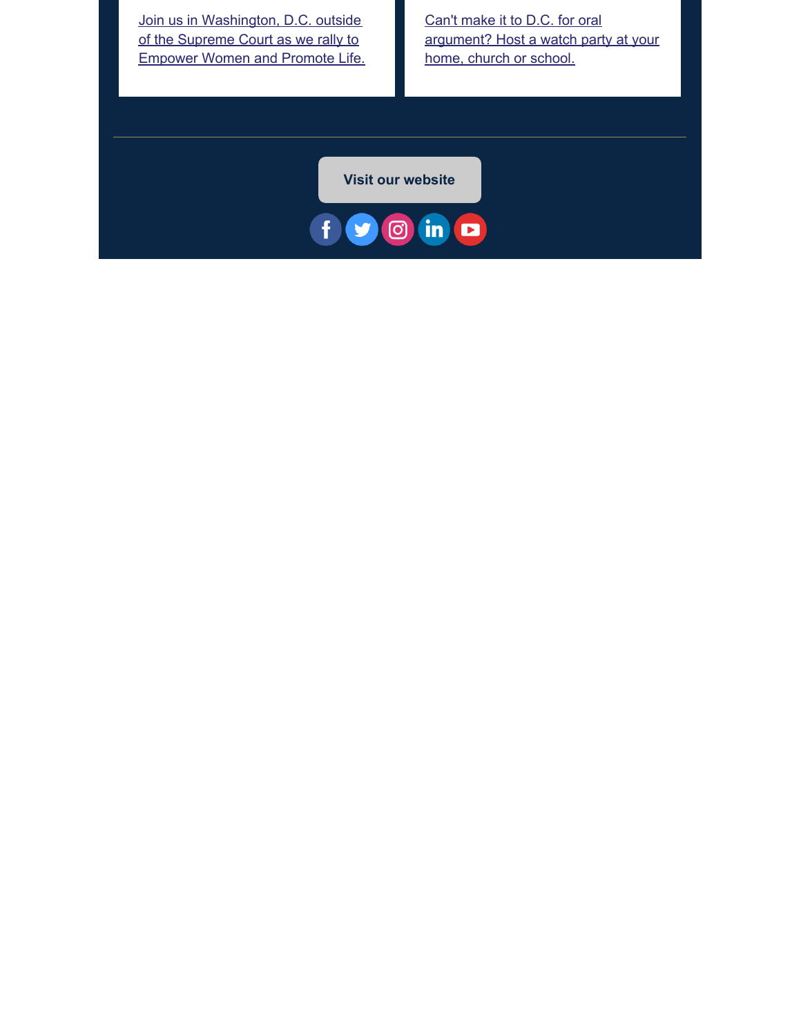Join us in Washington, D.C. outside of the Supreme Court as we rally to Empower Women and Promote Life.

Can't make it to D.C. for oral argument? Host a watch party at your home, church or school.

---

**Visit our website**